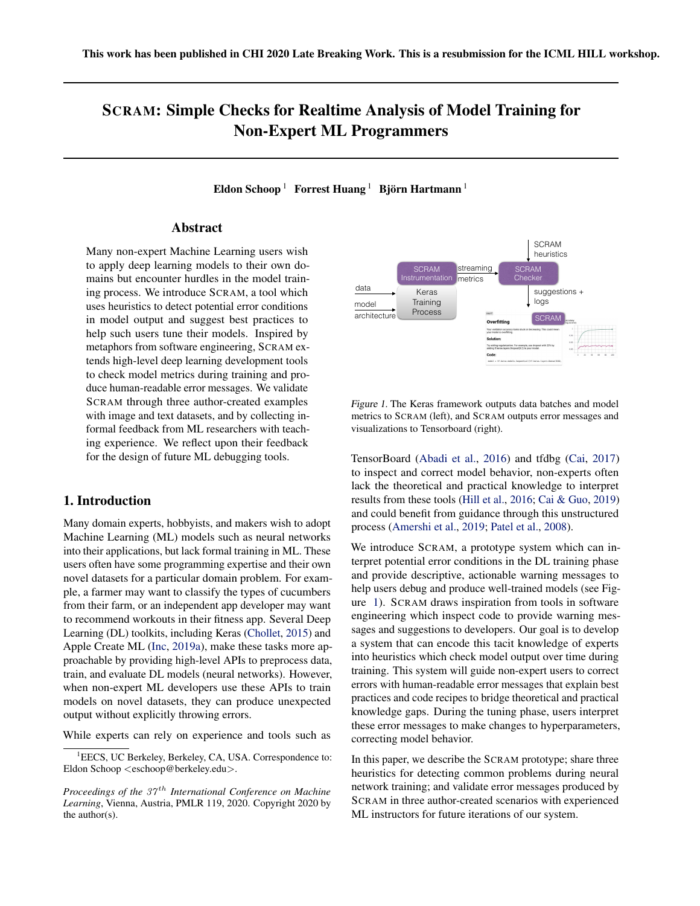This work has been published in CHI 2020 Late Breaking Work. This is a resubmission for the ICML HILL workshop.

# SCRAM: Simple Checks for Realtime Analysis of Model Training for Non-Expert ML Programmers

**Eldon Schoop** [1] **Forrest Huang** [1] **Björn Hartmann** [1]

## Abstract

Many non-expert Machine Learning users wish to apply deep learning models to their own domains but encounter hurdles in the model training process. We introduce SCRAM, a tool which uses heuristics to detect potential error conditions in model output and suggest best practices to help such users tune their models. Inspired by metaphors from software engineering, SCRAM extends high-level deep learning development tools to check model metrics during training and produce human-readable error messages. We validate SCRAM through three author-created examples with image and text datasets, and by collecting informal feedback from ML researchers with teaching experience. We reflect upon their feedback for the design of future ML debugging tools.

## 1. Introduction

Many domain experts, hobbyists, and makers wish to adopt Machine Learning (ML) models such as neural networks into their applications, but lack formal training in ML. These users often have some programming expertise and their own novel datasets for a particular domain problem. For example, a farmer may want to classify the types of cucumbers from their farm, or an independent app developer may want to recommend workouts in their fitness app. Several Deep Learning (DL) toolkits, including Keras (Chollet, 2015) and Apple Create ML (Inc, 2019a), make these tasks more approachable by providing high-level APIs to preprocess data, train, and evaluate DL models (neural networks). However, when non-expert ML developers use these APIs to train models on novel datasets, they can produce unexpected output without explicitly throwing errors.

While experts can rely on experience and tools such as TensorBoard (Abadi et al., 2016) and tfdbg (Cai, 2017) to inspect and correct model behavior, non-experts often lack the theoretical and practical knowledge to interpret results from these tools (Hill et al., 2016; Cai & Guo, 2019) and could benefit from guidance through this unstructured process (Amershi et al., 2019; Patel et al., 2008).

*Figure 1.* The Keras framework outputs data batches and model metrics to SCRAM (left), and SCRAM outputs error messages and visualizations to Tensorboard (right).

We introduce SCRAM, a prototype system which can interpret potential error conditions in the DL training phase and provide descriptive, actionable warning messages to help users debug and produce well-trained models (see Figure 1). SCRAM draws inspiration from tools in software engineering which inspect code to provide warning messages and suggestions to developers. Our goal is to develop a system that can encode this tacit knowledge of experts into heuristics which check model output over time during training. This system will guide non-expert users to correct errors with human-readable error messages that explain best practices and code recipes to bridge theoretical and practical knowledge gaps. During the tuning phase, users interpret these error messages to make changes to hyperparameters, correcting model behavior.

In this paper, we describe the SCRAM prototype; share three heuristics for detecting common problems during neural network training; and validate error messages produced by SCRAM in three author-created scenarios with experienced ML instructors for future iterations of our system.

[1]EECS, UC Berkeley, Berkeley, CA, USA. Correspondence to: Eldon Schoop <eschoop@berkeley.edu>.

*Proceedings of the 37^th International Conference on Machine Learning*, Vienna, Austria, PMLR 119, 2020. Copyright 2020 by the author(s).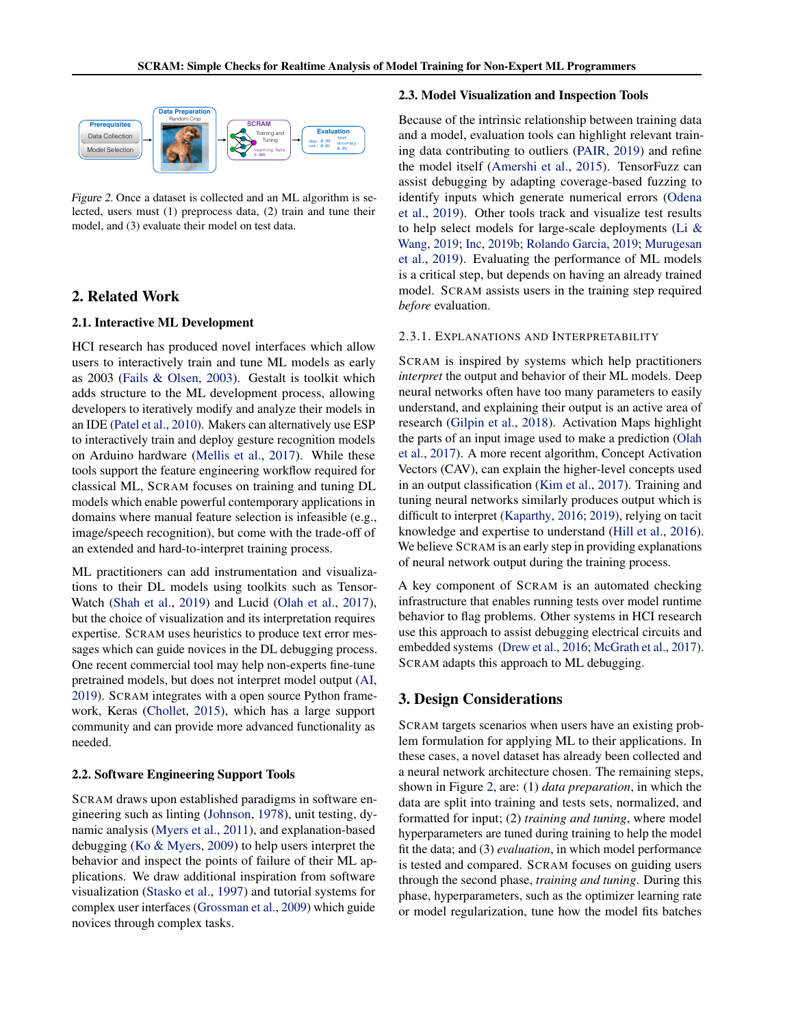Figure 2. Once a dataset is collected and an ML algorithm is selected, users must (1) preprocess data, (2) train and tune their model, and (3) evaluate their model on test data.

## 2. Related Work

### 2.1. Interactive ML Development

HCI research has produced novel interfaces which allow users to interactively train and tune ML models as early as 2003 (Fails & Olsen, 2003). Gestalt is toolkit which adds structure to the ML development process, allowing developers to iteratively modify and analyze their models in an IDE (Patel et al., 2010). Makers can alternatively use ESP to interactively train and deploy gesture recognition models on Arduino hardware (Mellis et al., 2017). While these tools support the feature engineering workflow required for classical ML, SCRAM focuses on training and tuning DL models which enable powerful contemporary applications in domains where manual feature selection is infeasible (e.g., image/speech recognition), but come with the trade-off of an extended and hard-to-interpret training process.

ML practitioners can add instrumentation and visualizations to their DL models using toolkits such as TensorWatch (Shah et al., 2019) and Lucid (Olah et al., 2017), but the choice of visualization and its interpretation requires expertise. SCRAM uses heuristics to produce text error messages which can guide novices in the DL debugging process. One recent commercial tool may help non-experts fine-tune pretrained models, but does not interpret model output (AI, 2019). SCRAM integrates with a open source Python framework, Keras (Chollet, 2015), which has a large support community and can provide more advanced functionality as needed.

### 2.2. Software Engineering Support Tools

SCRAM draws upon established paradigms in software engineering such as linting (Johnson, 1978), unit testing, dynamic analysis (Myers et al., 2011), and explanation-based debugging (Ko & Myers, 2009) to help users interpret the behavior and inspect the points of failure of their ML applications. We draw additional inspiration from software visualization (Stasko et al., 1997) and tutorial systems for complex user interfaces (Grossman et al., 2009) which guide novices through complex tasks.

### 2.3. Model Visualization and Inspection Tools

Because of the intrinsic relationship between training data and a model, evaluation tools can highlight relevant training data contributing to outliers (PAIR, 2019) and refine the model itself (Amershi et al., 2015). TensorFuzz can assist debugging by adapting coverage-based fuzzing to identify inputs which generate numerical errors (Odena et al., 2019). Other tools track and visualize test results to help select models for large-scale deployments (Li & Wang, 2019; Inc, 2019b; Rolando Garcia, 2019; Murugesan et al., 2019). Evaluating the performance of ML models is a critical step, but depends on having an already trained model. SCRAM assists users in the training step required *before* evaluation.

#### 2.3.1. Explanations and Interpretability

SCRAM is inspired by systems which help practitioners *interpret* the output and behavior of their ML models. Deep neural networks often have too many parameters to easily understand, and explaining their output is an active area of research (Gilpin et al., 2018). Activation Maps highlight the parts of an input image used to make a prediction (Olah et al., 2017). A more recent algorithm, Concept Activation Vectors (CAV), can explain the higher-level concepts used in an output classification (Kim et al., 2017). Training and tuning neural networks similarly produces output which is difficult to interpret (Kaparthy, 2016; 2019), relying on tacit knowledge and expertise to understand (Hill et al., 2016). We believe SCRAM is an early step in providing explanations of neural network output during the training process.

A key component of SCRAM is an automated checking infrastructure that enables running tests over model runtime behavior to flag problems. Other systems in HCI research use this approach to assist debugging electrical circuits and embedded systems (Drew et al., 2016; McGrath et al., 2017). SCRAM adapts this approach to ML debugging.

## 3. Design Considerations

SCRAM targets scenarios when users have an existing problem formulation for applying ML to their applications. In these cases, a novel dataset has already been collected and a neural network architecture chosen. The remaining steps, shown in Figure 2, are: (1) *data preparation*, in which the data are split into training and tests sets, normalized, and formatted for input; (2) *training and tuning*, where model hyperparameters are tuned during training to help the model fit the data; and (3) *evaluation*, in which model performance is tested and compared. SCRAM focuses on guiding users through the second phase, *training and tuning*. During this phase, hyperparameters, such as the optimizer learning rate or model regularization, tune how the model fits batches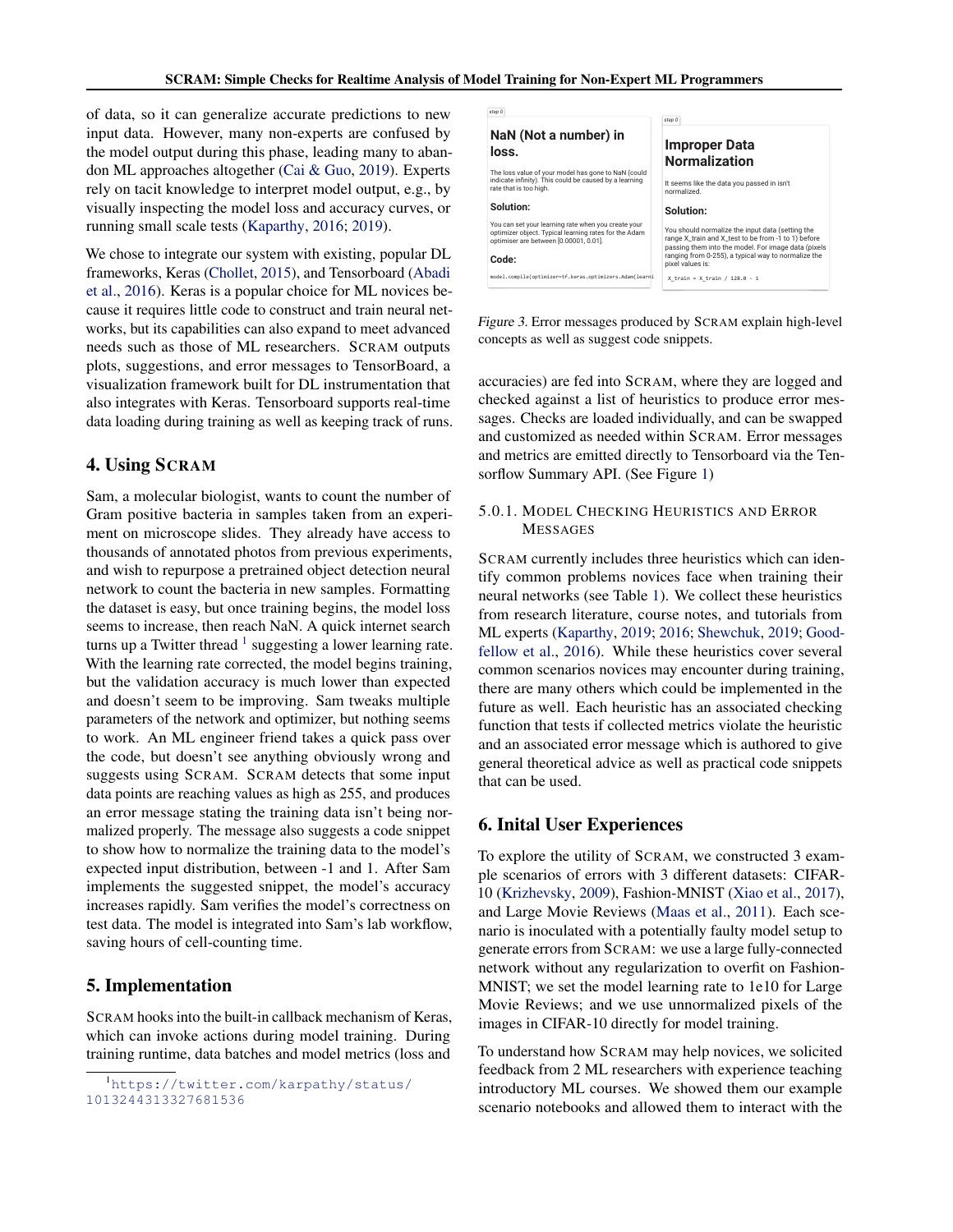of data, so it can generalize accurate predictions to new input data. However, many non-experts are confused by the model output during this phase, leading many to abandon ML approaches altogether (Cai & Guo, 2019). Experts rely on tacit knowledge to interpret model output, e.g., by visually inspecting the model loss and accuracy curves, or running small scale tests (Kaparthy, 2016; 2019).

We chose to integrate our system with existing, popular DL frameworks, Keras (Chollet, 2015), and Tensorboard (Abadi et al., 2016). Keras is a popular choice for ML novices because it requires little code to construct and train neural networks, but its capabilities can also expand to meet advanced needs such as those of ML researchers. SCRAM outputs plots, suggestions, and error messages to TensorBoard, a visualization framework built for DL instrumentation that also integrates with Keras. Tensorboard supports real-time data loading during training as well as keeping track of runs.

## 4. Using SCRAM

Sam, a molecular biologist, wants to count the number of Gram positive bacteria in samples taken from an experiment on microscope slides. They already have access to thousands of annotated photos from previous experiments, and wish to repurpose a pretrained object detection neural network to count the bacteria in new samples. Formatting the dataset is easy, but once training begins, the model loss seems to increase, then reach NaN. A quick internet search turns up a Twitter thread [1] suggesting a lower learning rate. With the learning rate corrected, the model begins training, but the validation accuracy is much lower than expected and doesn't seem to be improving. Sam tweaks multiple parameters of the network and optimizer, but nothing seems to work. An ML engineer friend takes a quick pass over the code, but doesn't see anything obviously wrong and suggests using SCRAM. SCRAM detects that some input data points are reaching values as high as 255, and produces an error message stating the training data isn't being normalized properly. The message also suggests a code snippet to show how to normalize the training data to the model's expected input distribution, between -1 and 1. After Sam implements the suggested snippet, the model's accuracy increases rapidly. Sam verifies the model's correctness on test data. The model is integrated into Sam's lab workflow, saving hours of cell-counting time.

## 5. Implementation

SCRAM hooks into the built-in callback mechanism of Keras, which can invoke actions during model training. During training runtime, data batches and model metrics (loss and accuracies) are fed into SCRAM, where they are logged and checked against a list of heuristics to produce error messages. Checks are loaded individually, and can be swapped and customized as needed within SCRAM. Error messages and metrics are emitted directly to Tensorboard via the Tensorflow Summary API. (See Figure 1)

[1] https://twitter.com/karpathy/status/1013244313327681536

step 0

**NaN (Not a number) in loss.**

The loss value of your model has gone to NaN (could indicate infinity). This could be caused by a learning rate that is too high.

**Solution:**

You can set your learning rate when you create your optimizer object. Typical learning rates for the Adam optimiser are between [0.00001, 0.01].

**Code:**

```
model.compile(optimizer=tf.keras.optimizers.Adam(learni
```

step 0

**Improper Data Normalization**

It seems like the data you passed in isn't normalized.

**Solution:**

You should normalize the input data (setting the range X_train and X_test to be from -1 to 1) before passing them into the model. For image data (pixels ranging from 0-255), a typical way to normalize the pixel values is:

```
X_train = X_train / 128.0 - 1
```

*Figure 3.* Error messages produced by SCRAM explain high-level concepts as well as suggest code snippets.

#### 5.0.1. Model Checking Heuristics and Error Messages

SCRAM currently includes three heuristics which can identify common problems novices face when training their neural networks (see Table 1). We collect these heuristics from research literature, course notes, and tutorials from ML experts (Kaparthy, 2019; 2016; Shewchuk, 2019; Goodfellow et al., 2016). While these heuristics cover several common scenarios novices may encounter during training, there are many others which could be implemented in the future as well. Each heuristic has an associated checking function that tests if collected metrics violate the heuristic and an associated error message which is authored to give general theoretical advice as well as practical code snippets that can be used.

## 6. Inital User Experiences

To explore the utility of SCRAM, we constructed 3 example scenarios of errors with 3 different datasets: CIFAR-10 (Krizhevsky, 2009), Fashion-MNIST (Xiao et al., 2017), and Large Movie Reviews (Maas et al., 2011). Each scenario is inoculated with a potentially faulty model setup to generate errors from SCRAM: we use a large fully-connected network without any regularization to overfit on Fashion-MNIST; we set the model learning rate to 1e10 for Large Movie Reviews; and we use unnormalized pixels of the images in CIFAR-10 directly for model training.

To understand how SCRAM may help novices, we solicited feedback from 2 ML researchers with experience teaching introductory ML courses. We showed them our example scenario notebooks and allowed them to interact with the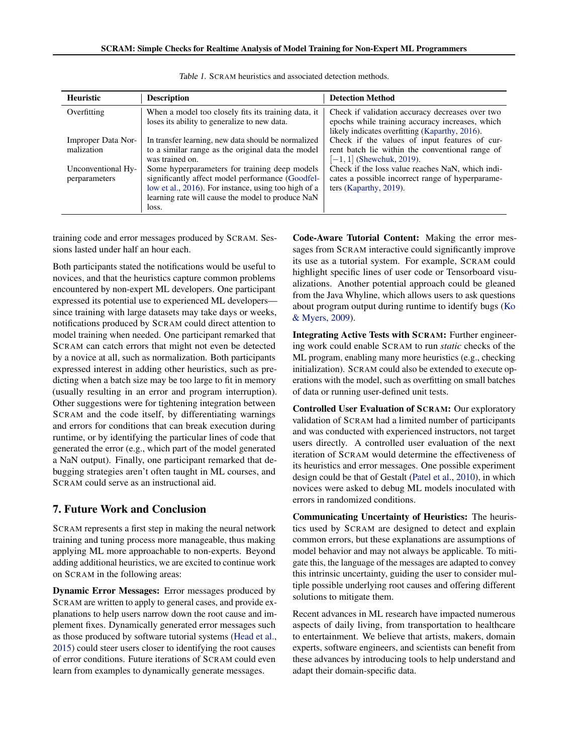Table 1. SCRAM heuristics and associated detection methods.

| Heuristic | Description | Detection Method |
|---|---|---|
| Overfitting | When a model too closely fits its training data, it loses its ability to generalize to new data. | Check if validation accuracy decreases over two epochs while training accuracy increases, which likely indicates overfitting (Kaparthy, 2016). |
| Improper Data Normalization | In transfer learning, new data should be normalized to a similar range as the original data the model was trained on. | Check if the values of input features of current batch lie within the conventional range of $[-1, 1]$ (Shewchuk, 2019). |
| Unconventional Hyperparameters | Some hyperparameters for training deep models significantly affect model performance (Goodfellow et al., 2016). For instance, using too high of a learning rate will cause the model to produce NaN loss. | Check if the loss value reaches NaN, which indicates a possible incorrect range of hyperparameters (Kaparthy, 2019). |

training code and error messages produced by SCRAM. Sessions lasted under half an hour each.

Both participants stated the notifications would be useful to novices, and that the heuristics capture common problems encountered by non-expert ML developers. One participant expressed its potential use to experienced ML developers—since training with large datasets may take days or weeks, notifications produced by SCRAM could direct attention to model training when needed. One participant remarked that SCRAM can catch errors that might not even be detected by a novice at all, such as normalization. Both participants expressed interest in adding other heuristics, such as predicting when a batch size may be too large to fit in memory (usually resulting in an error and program interruption). Other suggestions were for tightening integration between SCRAM and the code itself, by differentiating warnings and errors for conditions that can break execution during runtime, or by identifying the particular lines of code that generated the error (e.g., which part of the model generated a NaN output). Finally, one participant remarked that debugging strategies aren't often taught in ML courses, and SCRAM could serve as an instructional aid.

## 7. Future Work and Conclusion

SCRAM represents a first step in making the neural network training and tuning process more manageable, thus making applying ML more approachable to non-experts. Beyond adding additional heuristics, we are excited to continue work on SCRAM in the following areas:

**Dynamic Error Messages:** Error messages produced by SCRAM are written to apply to general cases, and provide explanations to help users narrow down the root cause and implement fixes. Dynamically generated error messages such as those produced by software tutorial systems (Head et al., 2015) could steer users closer to identifying the root causes of error conditions. Future iterations of SCRAM could even learn from examples to dynamically generate messages.

**Code-Aware Tutorial Content:** Making the error messages from SCRAM interactive could significantly improve its use as a tutorial system. For example, SCRAM could highlight specific lines of user code or Tensorboard visualizations. Another potential approach could be gleaned from the Java Whyline, which allows users to ask questions about program output during runtime to identify bugs (Ko & Myers, 2009).

**Integrating Active Tests with SCRAM:** Further engineering work could enable SCRAM to run *static* checks of the ML program, enabling many more heuristics (e.g., checking initialization). SCRAM could also be extended to execute operations with the model, such as overfitting on small batches of data or running user-defined unit tests.

**Controlled User Evaluation of SCRAM:** Our exploratory validation of SCRAM had a limited number of participants and was conducted with experienced instructors, not target users directly. A controlled user evaluation of the next iteration of SCRAM would determine the effectiveness of its heuristics and error messages. One possible experiment design could be that of Gestalt (Patel et al., 2010), in which novices were asked to debug ML models inoculated with errors in randomized conditions.

**Communicating Uncertainty of Heuristics:** The heuristics used by SCRAM are designed to detect and explain common errors, but these explanations are assumptions of model behavior and may not always be applicable. To mitigate this, the language of the messages are adapted to convey this intrinsic uncertainty, guiding the user to consider multiple possible underlying root causes and offering different solutions to mitigate them.

Recent advances in ML research have impacted numerous aspects of daily living, from transportation to healthcare to entertainment. We believe that artists, makers, domain experts, software engineers, and scientists can benefit from these advances by introducing tools to help understand and adapt their domain-specific data.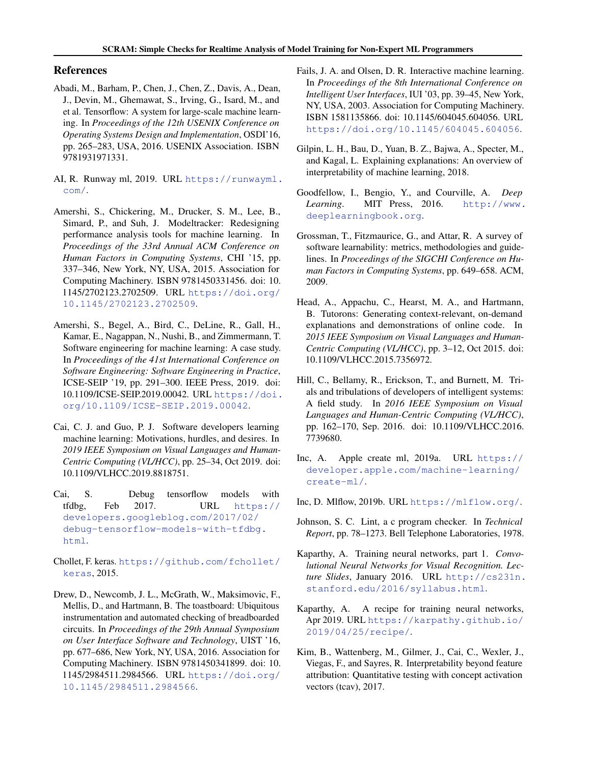## References

Abadi, M., Barham, P., Chen, J., Chen, Z., Davis, A., Dean, J., Devin, M., Ghemawat, S., Irving, G., Isard, M., and et al. Tensorflow: A system for large-scale machine learning. In *Proceedings of the 12th USENIX Conference on Operating Systems Design and Implementation*, OSDI'16, pp. 265–283, USA, 2016. USENIX Association. ISBN 9781931971331.

AI, R. Runway ml, 2019. URL https://runwayml.com/.

Amershi, S., Chickering, M., Drucker, S. M., Lee, B., Simard, P., and Suh, J. Modeltracker: Redesigning performance analysis tools for machine learning. In *Proceedings of the 33rd Annual ACM Conference on Human Factors in Computing Systems*, CHI '15, pp. 337–346, New York, NY, USA, 2015. Association for Computing Machinery. ISBN 9781450331456. doi: 10.1145/2702123.2702509. URL https://doi.org/10.1145/2702123.2702509.

Amershi, S., Begel, A., Bird, C., DeLine, R., Gall, H., Kamar, E., Nagappan, N., Nushi, B., and Zimmermann, T. Software engineering for machine learning: A case study. In *Proceedings of the 41st International Conference on Software Engineering: Software Engineering in Practice*, ICSE-SEIP '19, pp. 291–300. IEEE Press, 2019. doi: 10.1109/ICSE-SEIP.2019.00042. URL https://doi.org/10.1109/ICSE-SEIP.2019.00042.

Cai, C. J. and Guo, P. J. Software developers learning machine learning: Motivations, hurdles, and desires. In *2019 IEEE Symposium on Visual Languages and Human-Centric Computing (VL/HCC)*, pp. 25–34, Oct 2019. doi: 10.1109/VLHCC.2019.8818751.

Cai, S. Debug tensorflow models with tfdbg, Feb 2017. URL https://developers.googleblog.com/2017/02/debug-tensorflow-models-with-tfdbg.html.

Chollet, F. keras. https://github.com/fchollet/keras, 2015.

Drew, D., Newcomb, J. L., McGrath, W., Maksimovic, F., Mellis, D., and Hartmann, B. The toastboard: Ubiquitous instrumentation and automated checking of breadboarded circuits. In *Proceedings of the 29th Annual Symposium on User Interface Software and Technology*, UIST '16, pp. 677–686, New York, NY, USA, 2016. Association for Computing Machinery. ISBN 9781450341899. doi: 10.1145/2984511.2984566. URL https://doi.org/10.1145/2984511.2984566.

Fails, J. A. and Olsen, D. R. Interactive machine learning. In *Proceedings of the 8th International Conference on Intelligent User Interfaces*, IUI '03, pp. 39–45, New York, NY, USA, 2003. Association for Computing Machinery. ISBN 1581135866. doi: 10.1145/604045.604056. URL https://doi.org/10.1145/604045.604056.

Gilpin, L. H., Bau, D., Yuan, B. Z., Bajwa, A., Specter, M., and Kagal, L. Explaining explanations: An overview of interpretability of machine learning, 2018.

Goodfellow, I., Bengio, Y., and Courville, A. *Deep Learning*. MIT Press, 2016. http://www.deeplearningbook.org.

Grossman, T., Fitzmaurice, G., and Attar, R. A survey of software learnability: metrics, methodologies and guidelines. In *Proceedings of the SIGCHI Conference on Human Factors in Computing Systems*, pp. 649–658. ACM, 2009.

Head, A., Appachu, C., Hearst, M. A., and Hartmann, B. Tutorons: Generating context-relevant, on-demand explanations and demonstrations of online code. In *2015 IEEE Symposium on Visual Languages and Human-Centric Computing (VL/HCC)*, pp. 3–12, Oct 2015. doi: 10.1109/VLHCC.2015.7356972.

Hill, C., Bellamy, R., Erickson, T., and Burnett, M. Trials and tribulations of developers of intelligent systems: A field study. In *2016 IEEE Symposium on Visual Languages and Human-Centric Computing (VL/HCC)*, pp. 162–170, Sep. 2016. doi: 10.1109/VLHCC.2016.7739680.

Inc, A. Apple create ml, 2019a. URL https://developer.apple.com/machine-learning/create-ml/.

Inc, D. Mlflow, 2019b. URL https://mlflow.org/.

Johnson, S. C. Lint, a c program checker. In *Technical Report*, pp. 78–1273. Bell Telephone Laboratories, 1978.

Kaparthy, A. Training neural networks, part 1. *Convolutional Neural Networks for Visual Recognition. Lecture Slides*, January 2016. URL http://cs231n.stanford.edu/2016/syllabus.html.

Kaparthy, A. A recipe for training neural networks, Apr 2019. URL https://karpathy.github.io/2019/04/25/recipe/.

Kim, B., Wattenberg, M., Gilmer, J., Cai, C., Wexler, J., Viegas, F., and Sayres, R. Interpretability beyond feature attribution: Quantitative testing with concept activation vectors (tcav), 2017.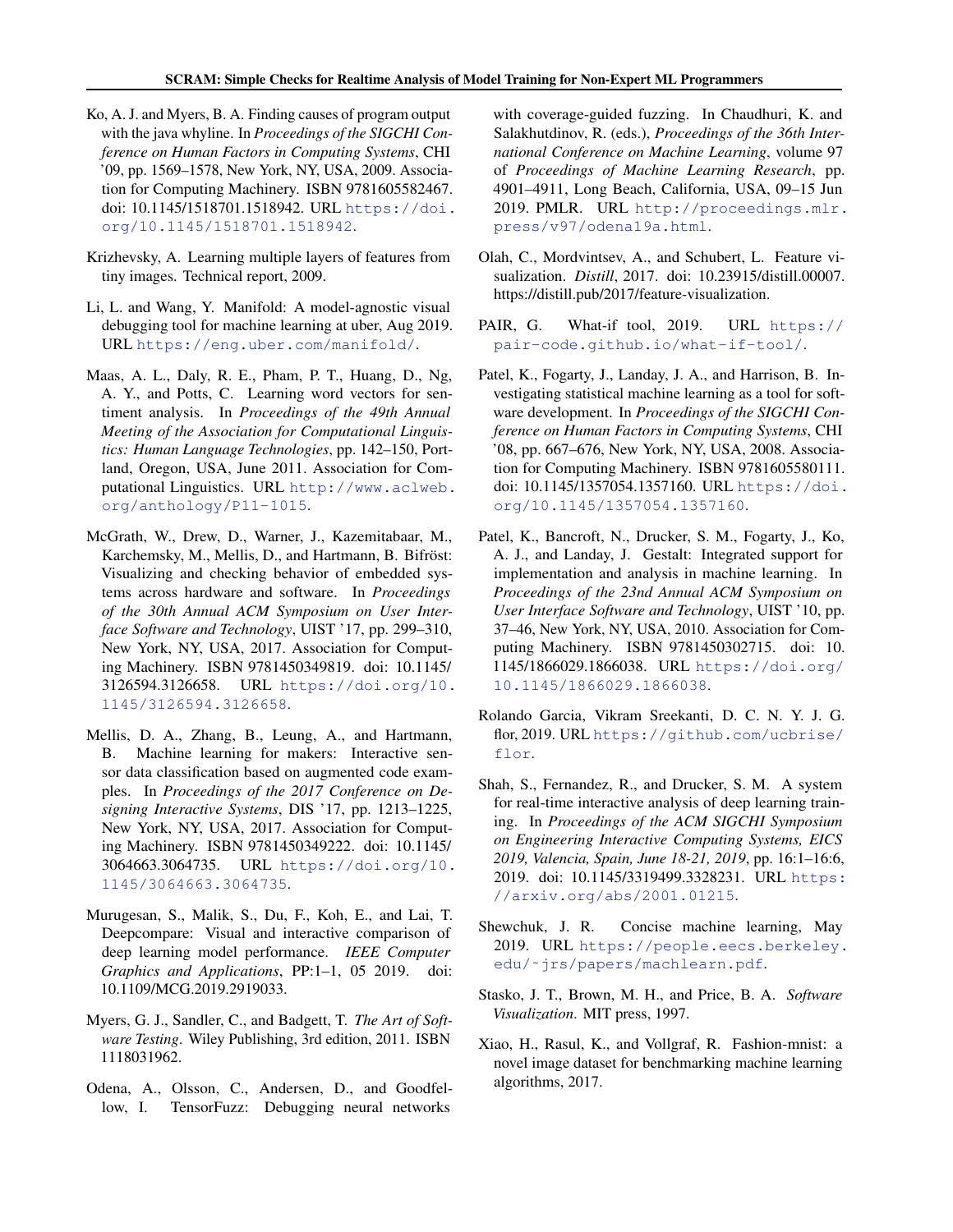Ko, A. J. and Myers, B. A. Finding causes of program output with the java whyline. In *Proceedings of the SIGCHI Conference on Human Factors in Computing Systems*, CHI '09, pp. 1569–1578, New York, NY, USA, 2009. Association for Computing Machinery. ISBN 9781605582467. doi: 10.1145/1518701.1518942. URL https://doi.org/10.1145/1518701.1518942.

Krizhevsky, A. Learning multiple layers of features from tiny images. Technical report, 2009.

Li, L. and Wang, Y. Manifold: A model-agnostic visual debugging tool for machine learning at uber, Aug 2019. URL https://eng.uber.com/manifold/.

Maas, A. L., Daly, R. E., Pham, P. T., Huang, D., Ng, A. Y., and Potts, C. Learning word vectors for sentiment analysis. In *Proceedings of the 49th Annual Meeting of the Association for Computational Linguistics: Human Language Technologies*, pp. 142–150, Portland, Oregon, USA, June 2011. Association for Computational Linguistics. URL http://www.aclweb.org/anthology/P11-1015.

McGrath, W., Drew, D., Warner, J., Kazemitabaar, M., Karchemsky, M., Mellis, D., and Hartmann, B. Bifröst: Visualizing and checking behavior of embedded systems across hardware and software. In *Proceedings of the 30th Annual ACM Symposium on User Interface Software and Technology*, UIST '17, pp. 299–310, New York, NY, USA, 2017. Association for Computing Machinery. ISBN 9781450349819. doi: 10.1145/3126594.3126658. URL https://doi.org/10.1145/3126594.3126658.

Mellis, D. A., Zhang, B., Leung, A., and Hartmann, B. Machine learning for makers: Interactive sensor data classification based on augmented code examples. In *Proceedings of the 2017 Conference on Designing Interactive Systems*, DIS '17, pp. 1213–1225, New York, NY, USA, 2017. Association for Computing Machinery. ISBN 9781450349222. doi: 10.1145/3064663.3064735. URL https://doi.org/10.1145/3064663.3064735.

Murugesan, S., Malik, S., Du, F., Koh, E., and Lai, T. Deepcompare: Visual and interactive comparison of deep learning model performance. *IEEE Computer Graphics and Applications*, PP:1–1, 05 2019. doi: 10.1109/MCG.2019.2919033.

Myers, G. J., Sandler, C., and Badgett, T. *The Art of Software Testing*. Wiley Publishing, 3rd edition, 2011. ISBN 1118031962.

Odena, A., Olsson, C., Andersen, D., and Goodfellow, I. TensorFuzz: Debugging neural networks with coverage-guided fuzzing. In Chaudhuri, K. and Salakhutdinov, R. (eds.), *Proceedings of the 36th International Conference on Machine Learning*, volume 97 of *Proceedings of Machine Learning Research*, pp. 4901–4911, Long Beach, California, USA, 09–15 Jun 2019. PMLR. URL http://proceedings.mlr.press/v97/odena19a.html.

Olah, C., Mordvintsev, A., and Schubert, L. Feature visualization. *Distill*, 2017. doi: 10.23915/distill.00007. https://distill.pub/2017/feature-visualization.

PAIR, G. What-if tool, 2019. URL https://pair-code.github.io/what-if-tool/.

Patel, K., Fogarty, J., Landay, J. A., and Harrison, B. Investigating statistical machine learning as a tool for software development. In *Proceedings of the SIGCHI Conference on Human Factors in Computing Systems*, CHI '08, pp. 667–676, New York, NY, USA, 2008. Association for Computing Machinery. ISBN 9781605580111. doi: 10.1145/1357054.1357160. URL https://doi.org/10.1145/1357054.1357160.

Patel, K., Bancroft, N., Drucker, S. M., Fogarty, J., Ko, A. J., and Landay, J. Gestalt: Integrated support for implementation and analysis in machine learning. In *Proceedings of the 23nd Annual ACM Symposium on User Interface Software and Technology*, UIST '10, pp. 37–46, New York, NY, USA, 2010. Association for Computing Machinery. ISBN 9781450302715. doi: 10.1145/1866029.1866038. URL https://doi.org/10.1145/1866029.1866038.

Rolando Garcia, Vikram Sreekanti, D. C. N. Y. J. G. flor, 2019. URL https://github.com/ucbrise/flor.

Shah, S., Fernandez, R., and Drucker, S. M. A system for real-time interactive analysis of deep learning training. In *Proceedings of the ACM SIGCHI Symposium on Engineering Interactive Computing Systems, EICS 2019, Valencia, Spain, June 18-21, 2019*, pp. 16:1–16:6, 2019. doi: 10.1145/3319499.3328231. URL https://arxiv.org/abs/2001.01215.

Shewchuk, J. R. Concise machine learning, May 2019. URL https://people.eecs.berkeley.edu/~jrs/papers/machlearn.pdf.

Stasko, J. T., Brown, M. H., and Price, B. A. *Software Visualization*. MIT press, 1997.

Xiao, H., Rasul, K., and Vollgraf, R. Fashion-mnist: a novel image dataset for benchmarking machine learning algorithms, 2017.